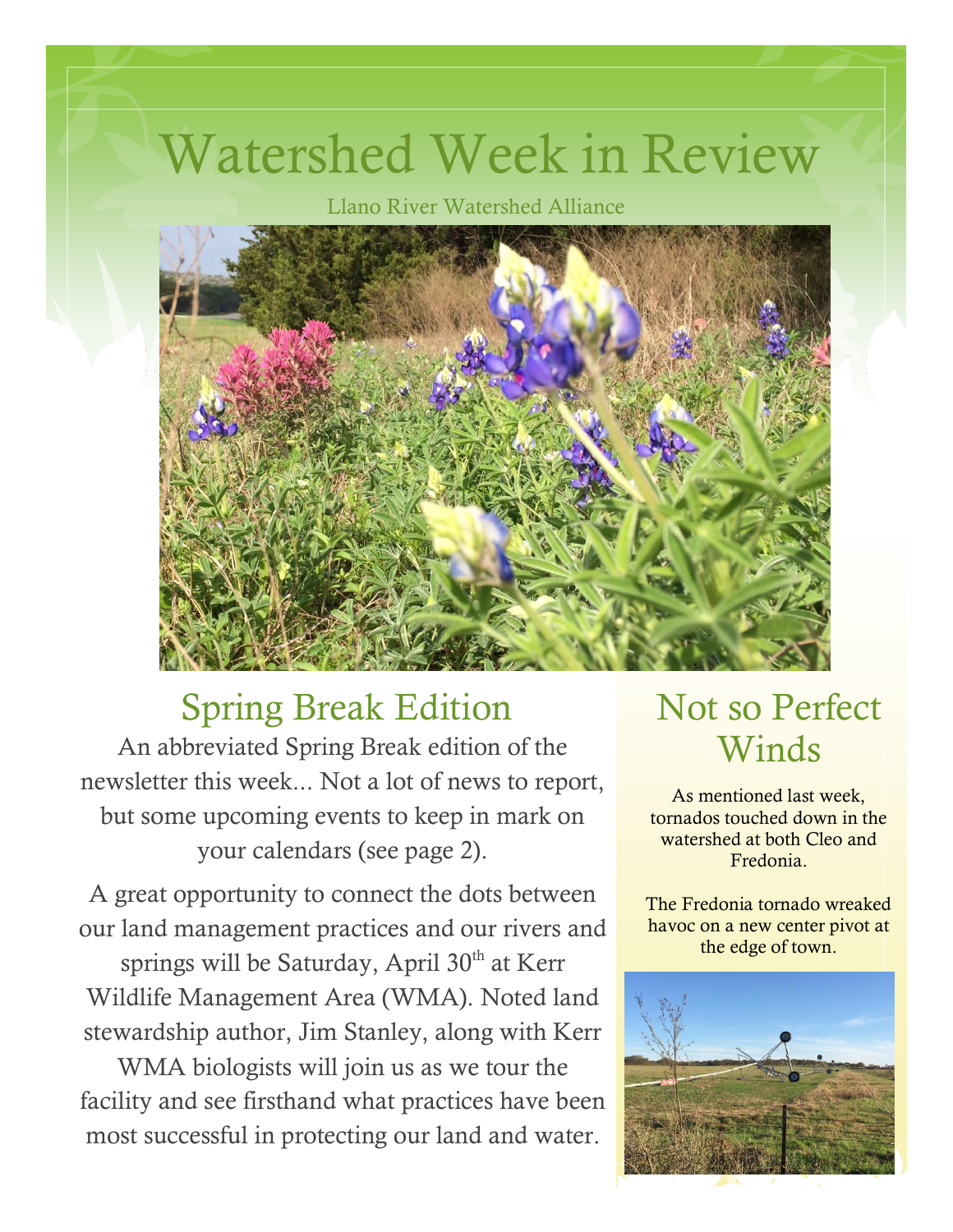# Watershed Week in Review

Llano River Watershed Alliance

## Spring Break Edition

An abbreviated Spring Break edition of the newsletter this week... Not a lot of news to report, but some upcoming events to keep in mark on your calendars (see page 2).

A great opportunity to connect the dots between our land management practices and our rivers and springs will be Saturday, April 30th at Kerr Wildlife Management Area (WMA). Noted land stewardship author, Jim Stanley, along with Kerr WMA biologists will join us as we tour the facility and see firsthand what practices have been most successful in protecting our land and water.

## Not so Perfect Winds

As mentioned last week, tornados touched down in the watershed at both Cleo and Fredonia.

The Fredonia tornado wreaked havoc on a new center pivot at the edge of town.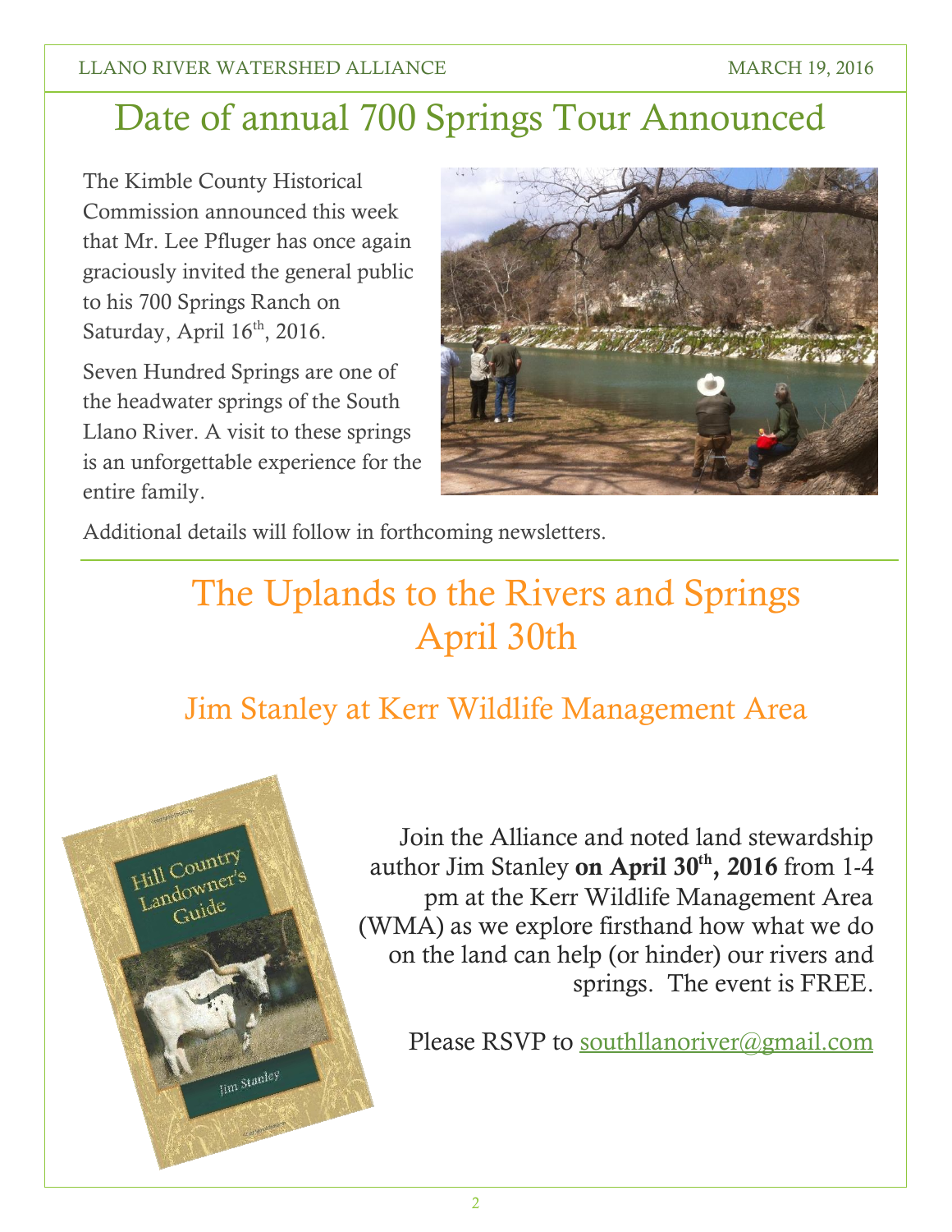# Date of annual 700 Springs Tour Announced

The Kimble County Historical Commission announced this week that Mr. Lee Pfluger has once again graciously invited the general public to his 700 Springs Ranch on Saturday, April 16th, 2016.

Seven Hundred Springs are one of the headwater springs of the South Llano River. A visit to these springs is an unforgettable experience for the entire family.

Additional details will follow in forthcoming newsletters.

# The Uplands to the Rivers and Springs April 30th

## Jim Stanley at Kerr Wildlife Management Area

Join the Alliance and noted land stewardship author Jim Stanley **on April 30th, 2016** from 1-4 pm at the Kerr Wildlife Management Area (WMA) as we explore firsthand how what we do on the land can help (or hinder) our rivers and springs. The event is FREE.

Please RSVP to southllanoriver@gmail.com